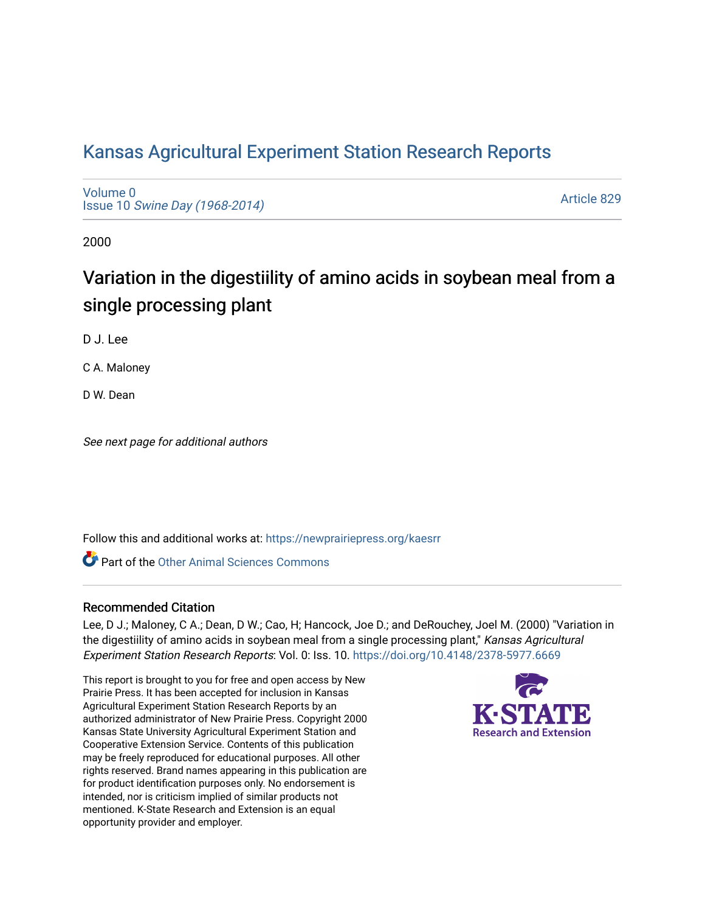# Kansas Agricultural Experiment Station Research Reports

Volume 0
Issue 10 *Swine Day (1968-2014)*

Article 829

2000

## Variation in the digestiility of amino acids in soybean meal from a single processing plant

D J. Lee

C A. Maloney

D W. Dean

*See next page for additional authors*

Follow this and additional works at: https://newprairiepress.org/kaesrr

Part of the Other Animal Sciences Commons

### Recommended Citation

Lee, D J.; Maloney, C A.; Dean, D W.; Cao, H; Hancock, Joe D.; and DeRouchey, Joel M. (2000) "Variation in the digestiility of amino acids in soybean meal from a single processing plant," *Kansas Agricultural Experiment Station Research Reports*: Vol. 0: Iss. 10. https://doi.org/10.4148/2378-5977.6669

This report is brought to you for free and open access by New Prairie Press. It has been accepted for inclusion in Kansas Agricultural Experiment Station Research Reports by an authorized administrator of New Prairie Press. Copyright 2000 Kansas State University Agricultural Experiment Station and Cooperative Extension Service. Contents of this publication may be freely reproduced for educational purposes. All other rights reserved. Brand names appearing in this publication are for product identification purposes only. No endorsement is intended, nor is criticism implied of similar products not mentioned. K-State Research and Extension is an equal opportunity provider and employer.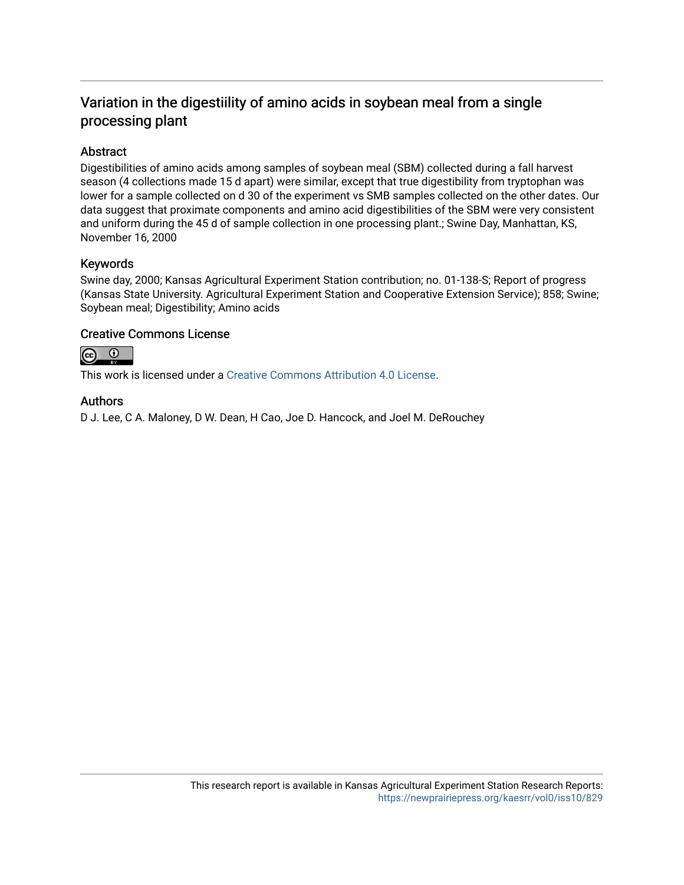# Variation in the digestiility of amino acids in soybean meal from a single processing plant

## Abstract

Digestibilities of amino acids among samples of soybean meal (SBM) collected during a fall harvest season (4 collections made 15 d apart) were similar, except that true digestibility from tryptophan was lower for a sample collected on d 30 of the experiment vs SMB samples collected on the other dates. Our data suggest that proximate components and amino acid digestibilities of the SBM were very consistent and uniform during the 45 d of sample collection in one processing plant.; Swine Day, Manhattan, KS, November 16, 2000

## Keywords

Swine day, 2000; Kansas Agricultural Experiment Station contribution; no. 01-138-S; Report of progress (Kansas State University. Agricultural Experiment Station and Cooperative Extension Service); 858; Swine; Soybean meal; Digestibility; Amino acids

## Creative Commons License

This work is licensed under a Creative Commons Attribution 4.0 License.

## Authors

D J. Lee, C A. Maloney, D W. Dean, H Cao, Joe D. Hancock, and Joel M. DeRouchey

This research report is available in Kansas Agricultural Experiment Station Research Reports: https://newprairiepress.org/kaesrr/vol0/iss10/829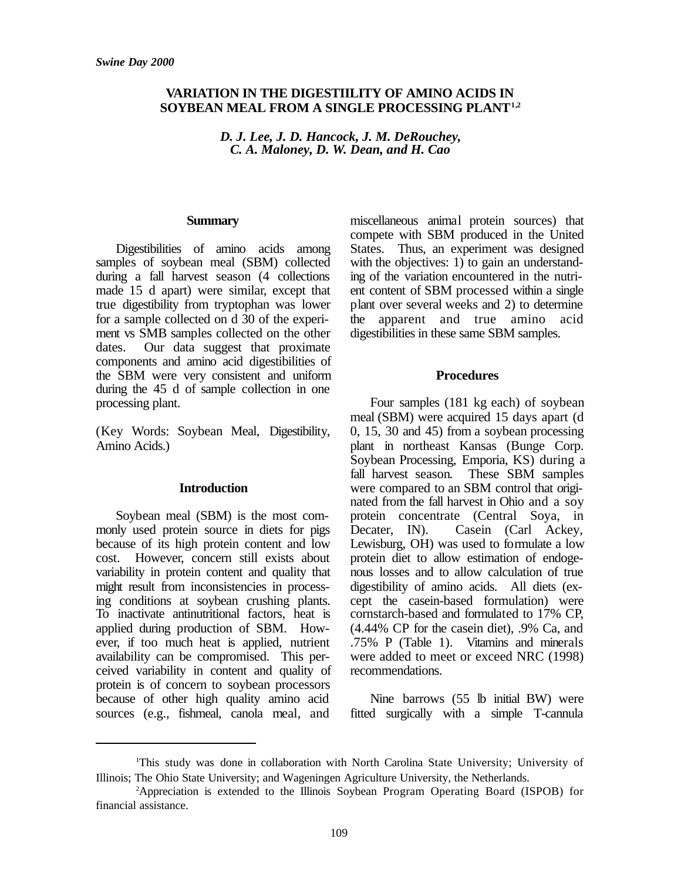## VARIATION IN THE DIGESTIILITY OF AMINO ACIDS IN SOYBEAN MEAL FROM A SINGLE PROCESSING PLANT[1,2]

*D. J. Lee, J. D. Hancock, J. M. DeRouchey, C. A. Maloney, D. W. Dean, and H. Cao*

### Summary

Digestibilities of amino acids among samples of soybean meal (SBM) collected during a fall harvest season (4 collections made 15 d apart) were similar, except that true digestibility from tryptophan was lower for a sample collected on d 30 of the experiment vs SMB samples collected on the other dates. Our data suggest that proximate components and amino acid digestibilities of the SBM were very consistent and uniform during the 45 d of sample collection in one processing plant.

(Key Words: Soybean Meal, Digestibility, Amino Acids.)

### Introduction

Soybean meal (SBM) is the most commonly used protein source in diets for pigs because of its high protein content and low cost. However, concern still exists about variability in protein content and quality that might result from inconsistencies in processing conditions at soybean crushing plants. To inactivate antinutritional factors, heat is applied during production of SBM. However, if too much heat is applied, nutrient availability can be compromised. This perceived variability in content and quality of protein is of concern to soybean processors because of other high quality amino acid sources (e.g., fishmeal, canola meal, and miscellaneous animal protein sources) that compete with SBM produced in the United States. Thus, an experiment was designed with the objectives: 1) to gain an understanding of the variation encountered in the nutrient content of SBM processed within a single plant over several weeks and 2) to determine the apparent and true amino acid digestibilities in these same SBM samples.

### Procedures

Four samples (181 kg each) of soybean meal (SBM) were acquired 15 days apart (d 0, 15, 30 and 45) from a soybean processing plant in northeast Kansas (Bunge Corp. Soybean Processing, Emporia, KS) during a fall harvest season. These SBM samples were compared to an SBM control that originated from the fall harvest in Ohio and a soy protein concentrate (Central Soya, in Decater, IN). Casein (Carl Ackey, Lewisburg, OH) was used to formulate a low protein diet to allow estimation of endogenous losses and to allow calculation of true digestibility of amino acids. All diets (except the casein-based formulation) were cornstarch-based and formulated to 17% CP, (4.44% CP for the casein diet), .9% Ca, and .75% P (Table 1). Vitamins and minerals were added to meet or exceed NRC (1998) recommendations.

Nine barrows (55 lb initial BW) were fitted surgically with a simple T-cannula

---

[1]This study was done in collaboration with North Carolina State University; University of Illinois; The Ohio State University; and Wageningen Agriculture University, the Netherlands.

[2]Appreciation is extended to the Illinois Soybean Program Operating Board (ISPOB) for financial assistance.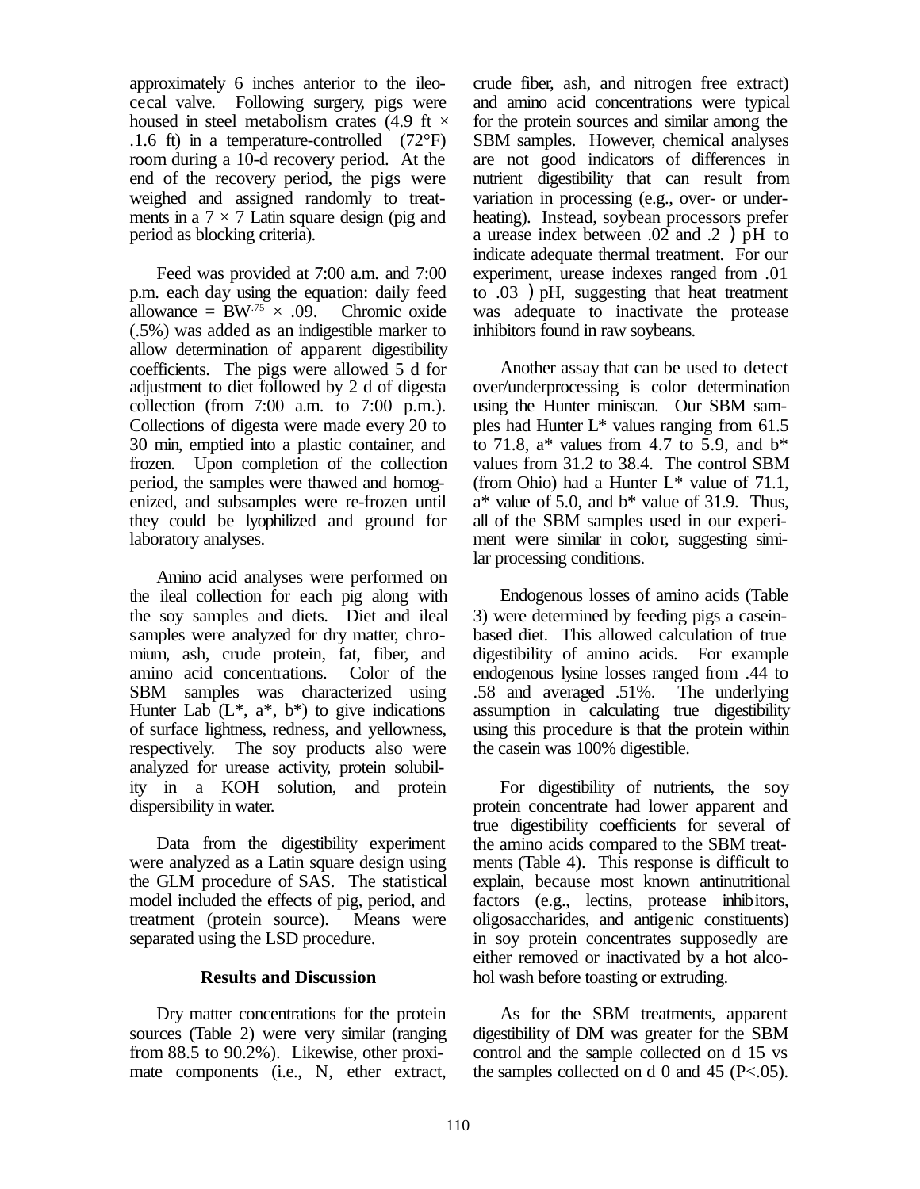approximately 6 inches anterior to the ileocecal valve. Following surgery, pigs were housed in steel metabolism crates (4.9 ft × .1.6 ft) in a temperature-controlled (72°F) room during a 10-d recovery period. At the end of the recovery period, the pigs were weighed and assigned randomly to treatments in a 7 × 7 Latin square design (pig and period as blocking criteria).

Feed was provided at 7:00 a.m. and 7:00 p.m. each day using the equation: daily feed allowance = $BW^{.75} \times .09$. Chromic oxide (.5%) was added as an indigestible marker to allow determination of apparent digestibility coefficients. The pigs were allowed 5 d for adjustment to diet followed by 2 d of digesta collection (from 7:00 a.m. to 7:00 p.m.). Collections of digesta were made every 20 to 30 min, emptied into a plastic container, and frozen. Upon completion of the collection period, the samples were thawed and homogenized, and subsamples were re-frozen until they could be lyophilized and ground for laboratory analyses.

Amino acid analyses were performed on the ileal collection for each pig along with the soy samples and diets. Diet and ileal samples were analyzed for dry matter, chromium, ash, crude protein, fat, fiber, and amino acid concentrations. Color of the SBM samples was characterized using Hunter Lab (L*, a*, b*) to give indications of surface lightness, redness, and yellowness, respectively. The soy products also were analyzed for urease activity, protein solubility in a KOH solution, and protein dispersibility in water.

Data from the digestibility experiment were analyzed as a Latin square design using the GLM procedure of SAS. The statistical model included the effects of pig, period, and treatment (protein source). Means were separated using the LSD procedure.

## Results and Discussion

Dry matter concentrations for the protein sources (Table 2) were very similar (ranging from 88.5 to 90.2%). Likewise, other proximate components (i.e., N, ether extract, crude fiber, ash, and nitrogen free extract) and amino acid concentrations were typical for the protein sources and similar among the SBM samples. However, chemical analyses are not good indicators of differences in nutrient digestibility that can result from variation in processing (e.g., over- or underheating). Instead, soybean processors prefer a urease index between .02 and .2 )pH to indicate adequate thermal treatment. For our experiment, urease indexes ranged from .01 to .03 )pH, suggesting that heat treatment was adequate to inactivate the protease inhibitors found in raw soybeans.

Another assay that can be used to detect over/underprocessing is color determination using the Hunter miniscan. Our SBM samples had Hunter L* values ranging from 61.5 to 71.8, a* values from 4.7 to 5.9, and b* values from 31.2 to 38.4. The control SBM (from Ohio) had a Hunter L* value of 71.1, a* value of 5.0, and b* value of 31.9. Thus, all of the SBM samples used in our experiment were similar in color, suggesting similar processing conditions.

Endogenous losses of amino acids (Table 3) were determined by feeding pigs a casein-based diet. This allowed calculation of true digestibility of amino acids. For example endogenous lysine losses ranged from .44 to .58 and averaged .51%. The underlying assumption in calculating true digestibility using this procedure is that the protein within the casein was 100% digestible.

For digestibility of nutrients, the soy protein concentrate had lower apparent and true digestibility coefficients for several of the amino acids compared to the SBM treatments (Table 4). This response is difficult to explain, because most known antinutritional factors (e.g., lectins, protease inhibitors, oligosaccharides, and antigenic constituents) in soy protein concentrates supposedly are either removed or inactivated by a hot alcohol wash before toasting or extruding.

As for the SBM treatments, apparent digestibility of DM was greater for the SBM control and the sample collected on d 15 vs the samples collected on d 0 and 45 ($P<.05$).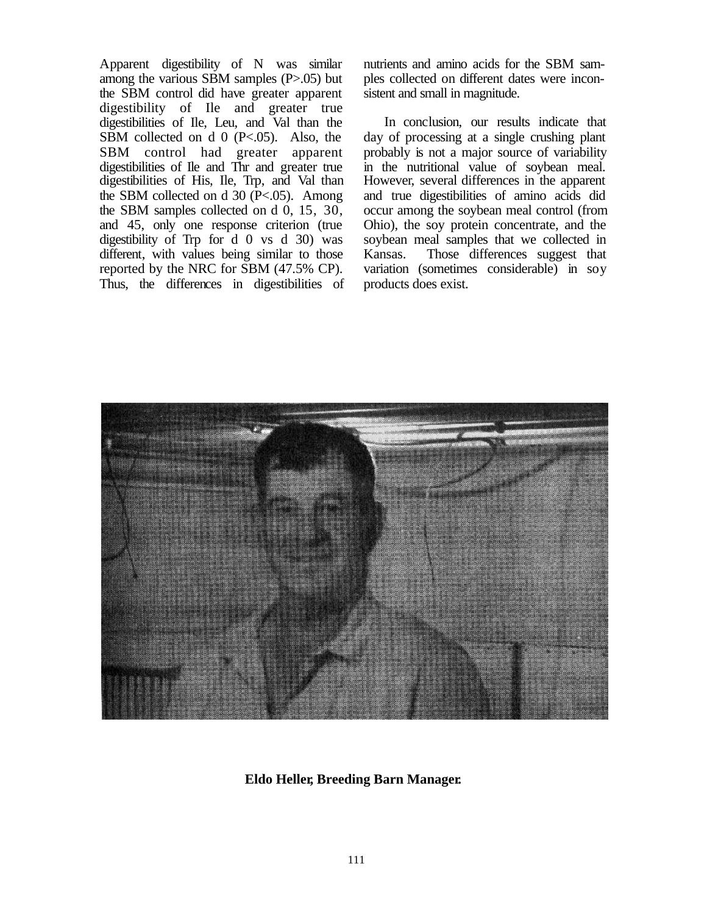Apparent digestibility of N was similar among the various SBM samples (P>.05) but the SBM control did have greater apparent digestibility of Ile and greater true digestibilities of Ile, Leu, and Val than the SBM collected on d 0 (P<.05). Also, the SBM control had greater apparent digestibilities of Ile and Thr and greater true digestibilities of His, Ile, Trp, and Val than the SBM collected on d 30 (P<.05). Among the SBM samples collected on d 0, 15, 30, and 45, only one response criterion (true digestibility of Trp for d 0 vs d 30) was different, with values being similar to those reported by the NRC for SBM (47.5% CP). Thus, the differences in digestibilities of nutrients and amino acids for the SBM samples collected on different dates were inconsistent and small in magnitude.

In conclusion, our results indicate that day of processing at a single crushing plant probably is not a major source of variability in the nutritional value of soybean meal. However, several differences in the apparent and true digestibilities of amino acids did occur among the soybean meal control (from Ohio), the soy protein concentrate, and the soybean meal samples that we collected in Kansas. Those differences suggest that variation (sometimes considerable) in soy products does exist.

**Eldo Heller, Breeding Barn Manager.**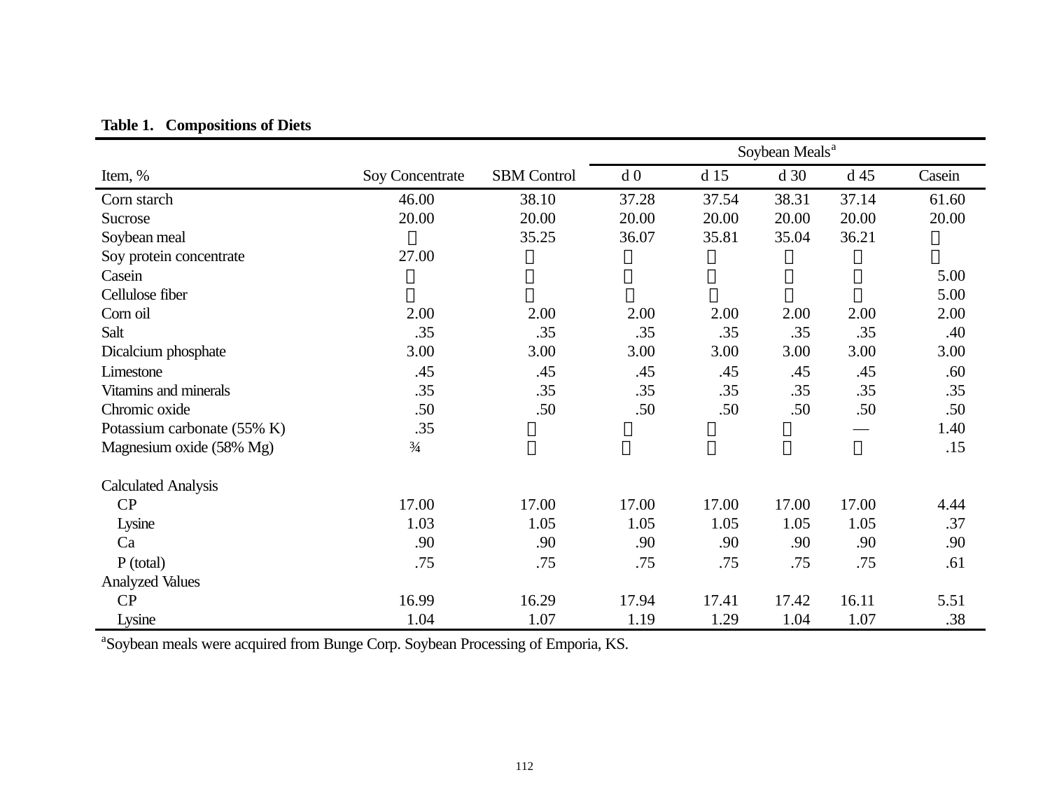**Table 1. Compositions of Diets**

| | | | Soybean Meals[a] | | | | |
|---|---|---|---|---|---|---|---|
| Item, % | Soy Concentrate | SBM Control | d 0 | d 15 | d 30 | d 45 | Casein |
| Corn starch | 46.00 | 38.10 | 37.28 | 37.54 | 38.31 | 37.14 | 61.60 |
| Sucrose | 20.00 | 20.00 | 20.00 | 20.00 | 20.00 | 20.00 | 20.00 |
| Soybean meal | — | 35.25 | 36.07 | 35.81 | 35.04 | 36.21 | — |
| Soy protein concentrate | 27.00 | — | — | — | — | — | — |
| Casein | — | — | — | — | — | — | 5.00 |
| Cellulose fiber | — | — | — | — | — | — | 5.00 |
| Corn oil | 2.00 | 2.00 | 2.00 | 2.00 | 2.00 | 2.00 | 2.00 |
| Salt | .35 | .35 | .35 | .35 | .35 | .35 | .40 |
| Dicalcium phosphate | 3.00 | 3.00 | 3.00 | 3.00 | 3.00 | 3.00 | 3.00 |
| Limestone | .45 | .45 | .45 | .45 | .45 | .45 | .60 |
| Vitamins and minerals | .35 | .35 | .35 | .35 | .35 | .35 | .35 |
| Chromic oxide | .50 | .50 | .50 | .50 | .50 | .50 | .50 |
| Potassium carbonate (55% K) | .35 | — | — | — | — | — | 1.40 |
| Magnesium oxide (58% Mg) | ¾ | — | — | — | — | — | .15 |
| | | | | | | | |
| Calculated Analysis | | | | | | | |
| CP | 17.00 | 17.00 | 17.00 | 17.00 | 17.00 | 17.00 | 4.44 |
| Lysine | 1.03 | 1.05 | 1.05 | 1.05 | 1.05 | 1.05 | .37 |
| Ca | .90 | .90 | .90 | .90 | .90 | .90 | .90 |
| P (total) | .75 | .75 | .75 | .75 | .75 | .75 | .61 |
| Analyzed Values | | | | | | | |
| CP | 16.99 | 16.29 | 17.94 | 17.41 | 17.42 | 16.11 | 5.51 |
| Lysine | 1.04 | 1.07 | 1.19 | 1.29 | 1.04 | 1.07 | .38 |

[a]Soybean meals were acquired from Bunge Corp. Soybean Processing of Emporia, KS.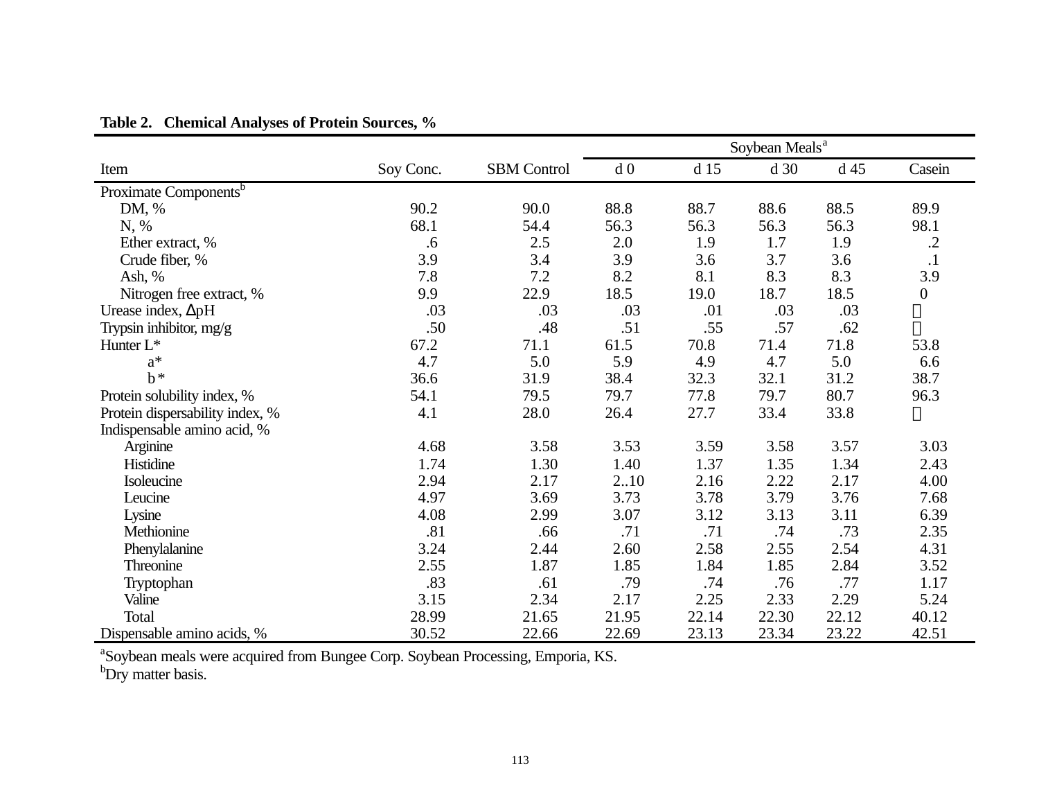**Table 2. Chemical Analyses of Protein Sources, %**

| | | | Soybean Meals[a] | | | | |
|---|---|---|---|---|---|---|---|
| Item | Soy Conc. | SBM Control | d 0 | d 15 | d 30 | d 45 | Casein |
| Proximate Components[b] | | | | | | | |
| DM, % | 90.2 | 90.0 | 88.8 | 88.7 | 88.6 | 88.5 | 89.9 |
| N, % | 68.1 | 54.4 | 56.3 | 56.3 | 56.3 | 56.3 | 98.1 |
| Ether extract, % | .6 | 2.5 | 2.0 | 1.9 | 1.7 | 1.9 | .2 |
| Crude fiber, % | 3.9 | 3.4 | 3.9 | 3.6 | 3.7 | 3.6 | .1 |
| Ash, % | 7.8 | 7.2 | 8.2 | 8.1 | 8.3 | 8.3 | 3.9 |
| Nitrogen free extract, % | 9.9 | 22.9 | 18.5 | 19.0 | 18.7 | 18.5 | 0 |
| Urease index, ΔpH | .03 | .03 | .03 | .01 | .03 | .03 | — |
| Trypsin inhibitor, mg/g | .50 | .48 | .51 | .55 | .57 | .62 | — |
| Hunter L* | 67.2 | 71.1 | 61.5 | 70.8 | 71.4 | 71.8 | 53.8 |
| a* | 4.7 | 5.0 | 5.9 | 4.9 | 4.7 | 5.0 | 6.6 |
| b* | 36.6 | 31.9 | 38.4 | 32.3 | 32.1 | 31.2 | 38.7 |
| Protein solubility index, % | 54.1 | 79.5 | 79.7 | 77.8 | 79.7 | 80.7 | 96.3 |
| Protein dispersability index, % | 4.1 | 28.0 | 26.4 | 27.7 | 33.4 | 33.8 | — |
| Indispensable amino acid, % | | | | | | | |
| Arginine | 4.68 | 3.58 | 3.53 | 3.59 | 3.58 | 3.57 | 3.03 |
| Histidine | 1.74 | 1.30 | 1.40 | 1.37 | 1.35 | 1.34 | 2.43 |
| Isoleucine | 2.94 | 2.17 | 2..10 | 2.16 | 2.22 | 2.17 | 4.00 |
| Leucine | 4.97 | 3.69 | 3.73 | 3.78 | 3.79 | 3.76 | 7.68 |
| Lysine | 4.08 | 2.99 | 3.07 | 3.12 | 3.13 | 3.11 | 6.39 |
| Methionine | .81 | .66 | .71 | .71 | .74 | .73 | 2.35 |
| Phenylalanine | 3.24 | 2.44 | 2.60 | 2.58 | 2.55 | 2.54 | 4.31 |
| Threonine | 2.55 | 1.87 | 1.85 | 1.84 | 1.85 | 2.84 | 3.52 |
| Tryptophan | .83 | .61 | .79 | .74 | .76 | .77 | 1.17 |
| Valine | 3.15 | 2.34 | 2.17 | 2.25 | 2.33 | 2.29 | 5.24 |
| Total | 28.99 | 21.65 | 21.95 | 22.14 | 22.30 | 22.12 | 40.12 |
| Dispensable amino acids, % | 30.52 | 22.66 | 22.69 | 23.13 | 23.34 | 23.22 | 42.51 |

[a]Soybean meals were acquired from Bungee Corp. Soybean Processing, Emporia, KS.
[b]Dry matter basis.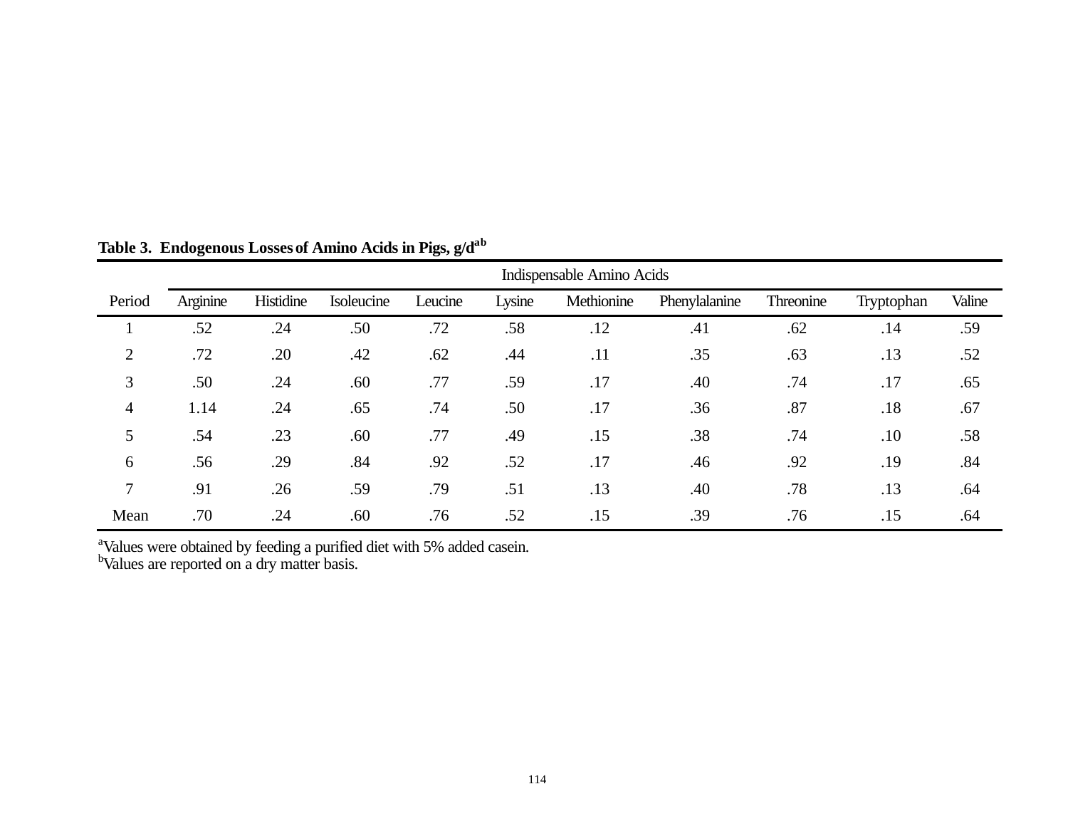**Table 3. Endogenous Losses of Amino Acids in Pigs, g/d[ab]**

| | Indispensable Amino Acids | | | | | | | | | |
|---|---|---|---|---|---|---|---|---|---|---|
| Period | Arginine | Histidine | Isoleucine | Leucine | Lysine | Methionine | Phenylalanine | Threonine | Tryptophan | Valine |
| 1 | .52 | .24 | .50 | .72 | .58 | .12 | .41 | .62 | .14 | .59 |
| 2 | .72 | .20 | .42 | .62 | .44 | .11 | .35 | .63 | .13 | .52 |
| 3 | .50 | .24 | .60 | .77 | .59 | .17 | .40 | .74 | .17 | .65 |
| 4 | 1.14 | .24 | .65 | .74 | .50 | .17 | .36 | .87 | .18 | .67 |
| 5 | .54 | .23 | .60 | .77 | .49 | .15 | .38 | .74 | .10 | .58 |
| 6 | .56 | .29 | .84 | .92 | .52 | .17 | .46 | .92 | .19 | .84 |
| 7 | .91 | .26 | .59 | .79 | .51 | .13 | .40 | .78 | .13 | .64 |
| Mean | .70 | .24 | .60 | .76 | .52 | .15 | .39 | .76 | .15 | .64 |

[a]Values were obtained by feeding a purified diet with 5% added casein.
[b]Values are reported on a dry matter basis.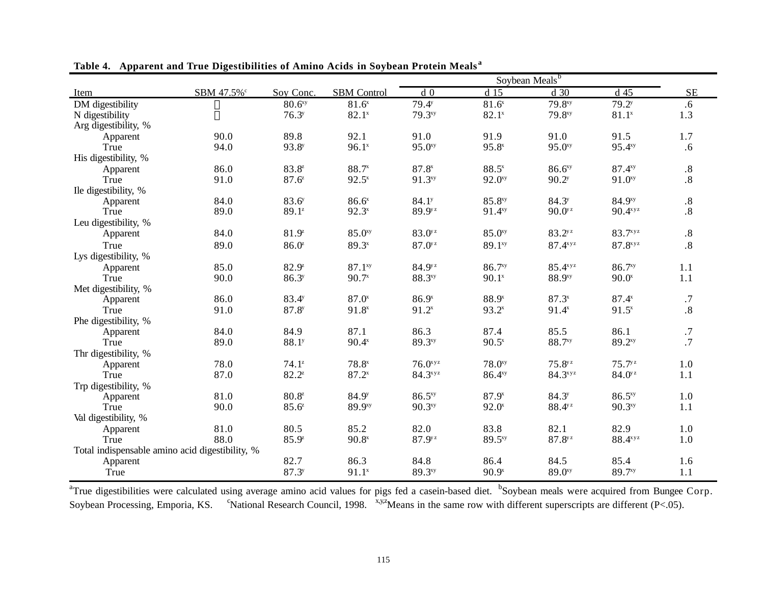**Table 4. Apparent and True Digestibilities of Amino Acids in Soybean Protein Meals[a]**

| | | | | Soybean Meals[b] | | | | |
|---|---|---|---|---|---|---|---|---|
| Item | SBM 47.5%[c] | Soy Conc. | SBM Control | d 0 | d 15 | d 30 | d 45 | SE |
| DM digestibility | | 80.6[xy] | 81.6[x] | 79.4[y] | 81.6[x] | 79.8[xy] | 79.2[y] | .6 |
| N digestibility | | 76.3[y] | 82.1[x] | 79.3[xy] | 82.1[x] | 79.8[xy] | 81.1[x] | 1.3 |
| Arg digestibility, % | | | | | | | | |
| Apparent | 90.0 | 89.8 | 92.1 | 91.0 | 91.9 | 91.0 | 91.5 | 1.7 |
| True | 94.0 | 93.8[y] | 96.1[x] | 95.0[xy] | 95.8[x] | 95.0[xy] | 95.4[xy] | .6 |
| His digestibility, % | | | | | | | | |
| Apparent | 86.0 | 83.8[z] | 88.7[x] | 87.8[x] | 88.5[x] | 86.6[xy] | 87.4[xy] | .8 |
| True | 91.0 | 87.6[z] | 92.5[x] | 91.3[xy] | 92.0[xy] | 90.2[y] | 91.0[xy] | .8 |
| Ile digestibility, % | | | | | | | | |
| Apparent | 84.0 | 83.6[y] | 86.6[x] | 84.1[y] | 85.8[xy] | 84.3[y] | 84.9[xy] | .8 |
| True | 89.0 | 89.1[z] | 92.3[x] | 89.9[yz] | 91.4[xy] | 90.0[yz] | 90.4[xyz] | .8 |
| Leu digestibility, % | | | | | | | | |
| Apparent | 84.0 | 81.9[z] | 85.0[xy] | 83.0[yz] | 85.0[xy] | 83.2[yz] | 83.7[xyz] | .8 |
| True | 89.0 | 86.0[z] | 89.3[x] | 87.0[yz] | 89.1[xy] | 87.4[xyz] | 87.8[xyz] | .8 |
| Lys digestibility, % | | | | | | | | |
| Apparent | 85.0 | 82.9[z] | 87.1[xy] | 84.9[yz] | 86.7[xy] | 85.4[xyz] | 86.7[xy] | 1.1 |
| True | 90.0 | 86.3[y] | 90.7[x] | 88.3[xy] | 90.1[x] | 88.9[xy] | 90.0[x] | 1.1 |
| Met digestibility, % | | | | | | | | |
| Apparent | 86.0 | 83.4[y] | 87.0[x] | 86.9[x] | 88.9[x] | 87.3[x] | 87.4[x] | .7 |
| True | 91.0 | 87.8[y] | 91.8[x] | 91.2[x] | 93.2[x] | 91.4[x] | 91.5[x] | .8 |
| Phe digestibility, % | | | | | | | | |
| Apparent | 84.0 | 84.9 | 87.1 | 86.3 | 87.4 | 85.5 | 86.1 | .7 |
| True | 89.0 | 88.1[y] | 90.4[x] | 89.3[xy] | 90.5[x] | 88.7[xy] | 89.2[xy] | .7 |
| Thr digestibility, % | | | | | | | | |
| Apparent | 78.0 | 74.1[z] | 78.8[x] | 76.0[xyz] | 78.0[xy] | 75.8[yz] | 75.7[yz] | 1.0 |
| True | 87.0 | 82.2[z] | 87.2[x] | 84.3[xyz] | 86.4[xy] | 84.3[xyz] | 84.0[yz] | 1.1 |
| Trp digestibility, % | | | | | | | | |
| Apparent | 81.0 | 80.8[z] | 84.9[y] | 86.5[xy] | 87.9[x] | 84.3[y] | 86.5[xy] | 1.0 |
| True | 90.0 | 85.6[z] | 89.9[xy] | 90.3[xy] | 92.0[x] | 88.4[yz] | 90.3[xy] | 1.1 |
| Val digestibility, % | | | | | | | | |
| Apparent | 81.0 | 80.5 | 85.2 | 82.0 | 83.8 | 82.1 | 82.9 | 1.0 |
| True | 88.0 | 85.9[z] | 90.8[x] | 87.9[yz] | 89.5[xy] | 87.8[yz] | 88.4[xyz] | 1.0 |
| Total indispensable amino acid digestibility, % | | | | | | | | |
| Apparent | | 82.7 | 86.3 | 84.8 | 86.4 | 84.5 | 85.4 | 1.6 |
| True | | 87.3[y] | 91.1[x] | 89.3[xy] | 90.9[x] | 89.0[xy] | 89.7[xy] | 1.1 |

[a]True digestibilities were calculated using average amino acid values for pigs fed a casein-based diet. [b]Soybean meals were acquired from Bungee Corp. Soybean Processing, Emporia, KS. [c]National Research Council, 1998. [x,y,z]Means in the same row with different superscripts are different ($P<.05$).